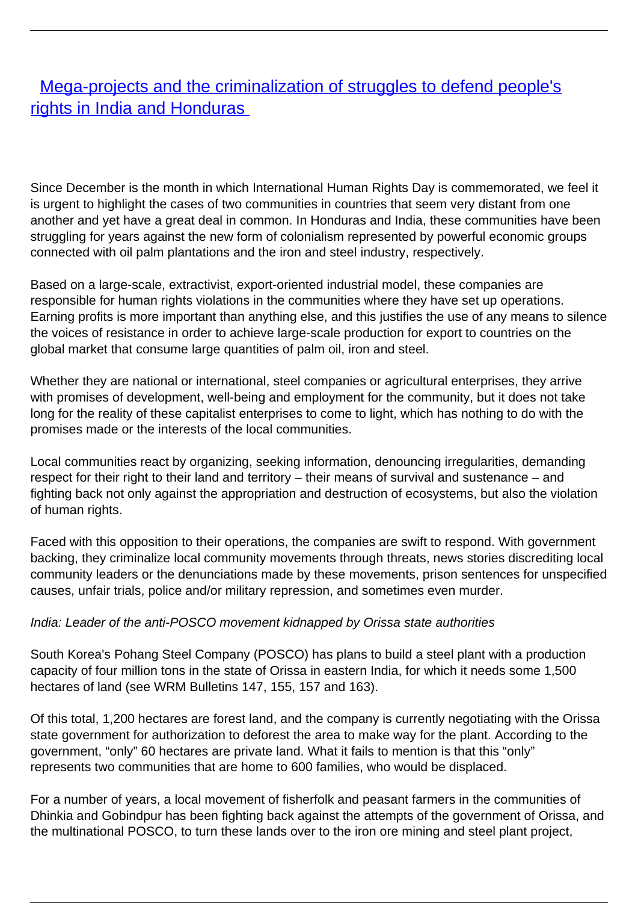# [Mega-projects and the criminalization of struggles to defend people's rights in India and Honduras](#)

Since December is the month in which International Human Rights Day is commemorated, we feel it is urgent to highlight the cases of two communities in countries that seem very distant from one another and yet have a great deal in common. In Honduras and India, these communities have been struggling for years against the new form of colonialism represented by powerful economic groups connected with oil palm plantations and the iron and steel industry, respectively.

Based on a large-scale, extractivist, export-oriented industrial model, these companies are responsible for human rights violations in the communities where they have set up operations. Earning profits is more important than anything else, and this justifies the use of any means to silence the voices of resistance in order to achieve large-scale production for export to countries on the global market that consume large quantities of palm oil, iron and steel.

Whether they are national or international, steel companies or agricultural enterprises, they arrive with promises of development, well-being and employment for the community, but it does not take long for the reality of these capitalist enterprises to come to light, which has nothing to do with the promises made or the interests of the local communities.

Local communities react by organizing, seeking information, denouncing irregularities, demanding respect for their right to their land and territory – their means of survival and sustenance – and fighting back not only against the appropriation and destruction of ecosystems, but also the violation of human rights.

Faced with this opposition to their operations, the companies are swift to respond. With government backing, they criminalize local community movements through threats, news stories discrediting local community leaders or the denunciations made by these movements, prison sentences for unspecified causes, unfair trials, police and/or military repression, and sometimes even murder.

*India: Leader of the anti-POSCO movement kidnapped by Orissa state authorities*

South Korea's Pohang Steel Company (POSCO) has plans to build a steel plant with a production capacity of four million tons in the state of Orissa in eastern India, for which it needs some 1,500 hectares of land (see WRM Bulletins 147, 155, 157 and 163).

Of this total, 1,200 hectares are forest land, and the company is currently negotiating with the Orissa state government for authorization to deforest the area to make way for the plant. According to the government, "only" 60 hectares are private land. What it fails to mention is that this "only" represents two communities that are home to 600 families, who would be displaced.

For a number of years, a local movement of fisherfolk and peasant farmers in the communities of Dhinkia and Gobindpur has been fighting back against the attempts of the government of Orissa, and the multinational POSCO, to turn these lands over to the iron ore mining and steel plant project,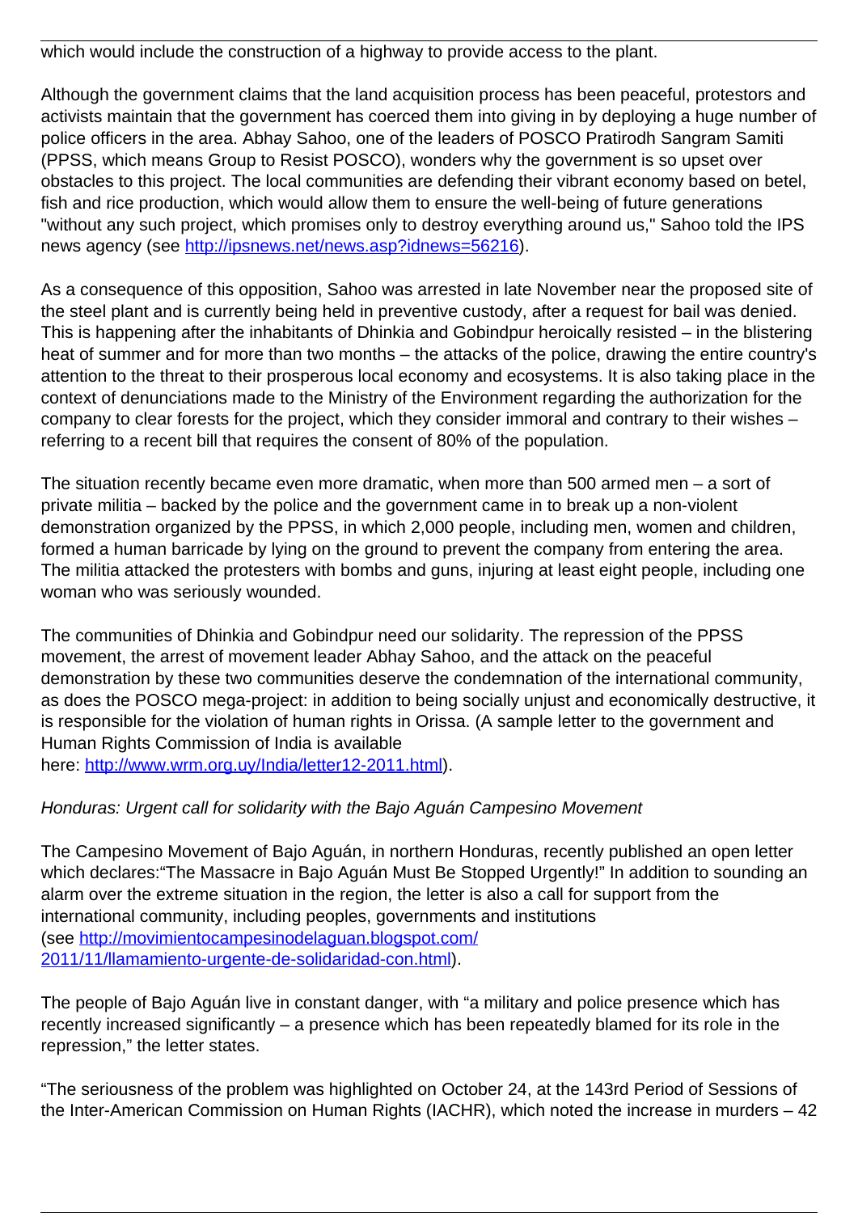which would include the construction of a highway to provide access to the plant.

Although the government claims that the land acquisition process has been peaceful, protestors and activists maintain that the government has coerced them into giving in by deploying a huge number of police officers in the area. Abhay Sahoo, one of the leaders of POSCO Pratirodh Sangram Samiti (PPSS, which means Group to Resist POSCO), wonders why the government is so upset over obstacles to this project. The local communities are defending their vibrant economy based on betel, fish and rice production, which would allow them to ensure the well-being of future generations "without any such project, which promises only to destroy everything around us," Sahoo told the IPS news agency (see [http://ipsnews.net/news.asp?idnews=56216](http://ipsnews.net/news.asp?idnews=56216)).

As a consequence of this opposition, Sahoo was arrested in late November near the proposed site of the steel plant and is currently being held in preventive custody, after a request for bail was denied. This is happening after the inhabitants of Dhinkia and Gobindpur heroically resisted – in the blistering heat of summer and for more than two months – the attacks of the police, drawing the entire country's attention to the threat to their prosperous local economy and ecosystems. It is also taking place in the context of denunciations made to the Ministry of the Environment regarding the authorization for the company to clear forests for the project, which they consider immoral and contrary to their wishes – referring to a recent bill that requires the consent of 80% of the population.

The situation recently became even more dramatic, when more than 500 armed men – a sort of private militia – backed by the police and the government came in to break up a non-violent demonstration organized by the PPSS, in which 2,000 people, including men, women and children, formed a human barricade by lying on the ground to prevent the company from entering the area. The militia attacked the protesters with bombs and guns, injuring at least eight people, including one woman who was seriously wounded.

The communities of Dhinkia and Gobindpur need our solidarity. The repression of the PPSS movement, the arrest of movement leader Abhay Sahoo, and the attack on the peaceful demonstration by these two communities deserve the condemnation of the international community, as does the POSCO mega-project: in addition to being socially unjust and economically destructive, it is responsible for the violation of human rights in Orissa. (A sample letter to the government and Human Rights Commission of India is available here: [http://www.wrm.org.uy/India/letter12-2011.html](http://www.wrm.org.uy/India/letter12-2011.html)).

*Honduras: Urgent call for solidarity with the Bajo Aguán Campesino Movement*

The Campesino Movement of Bajo Aguán, in northern Honduras, recently published an open letter which declares:"The Massacre in Bajo Aguán Must Be Stopped Urgently!" In addition to sounding an alarm over the extreme situation in the region, the letter is also a call for support from the international community, including peoples, governments and institutions (see [http://movimientocampesinodelaguan.blogspot.com/2011/11/llamamiento-urgente-de-solidaridad-con.html](http://movimientocampesinodelaguan.blogspot.com/2011/11/llamamiento-urgente-de-solidaridad-con.html)).

The people of Bajo Aguán live in constant danger, with "a military and police presence which has recently increased significantly – a presence which has been repeatedly blamed for its role in the repression," the letter states.

"The seriousness of the problem was highlighted on October 24, at the 143rd Period of Sessions of the Inter-American Commission on Human Rights (IACHR), which noted the increase in murders – 42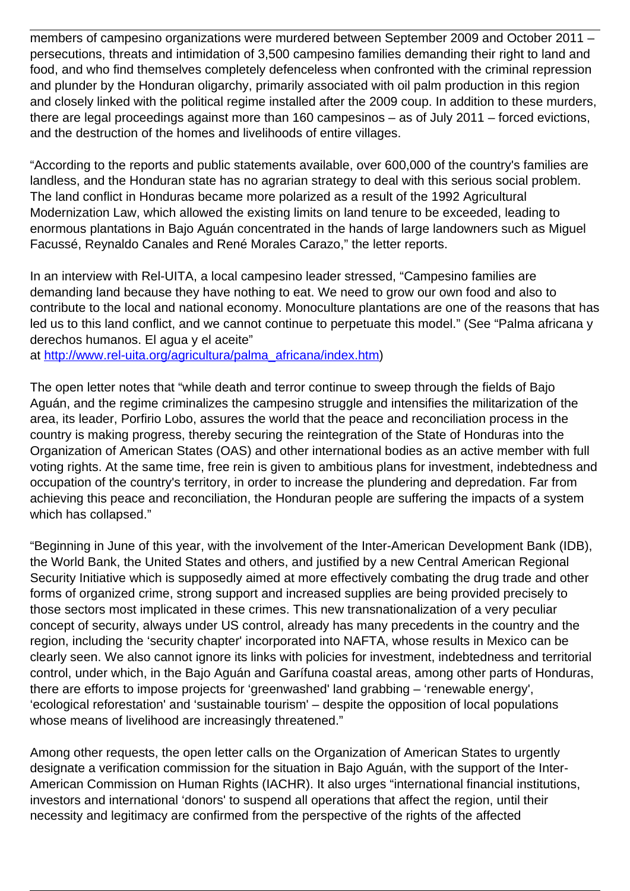members of campesino organizations were murdered between September 2009 and October 2011 – persecutions, threats and intimidation of 3,500 campesino families demanding their right to land and food, and who find themselves completely defenceless when confronted with the criminal repression and plunder by the Honduran oligarchy, primarily associated with oil palm production in this region and closely linked with the political regime installed after the 2009 coup. In addition to these murders, there are legal proceedings against more than 160 campesinos – as of July 2011 – forced evictions, and the destruction of the homes and livelihoods of entire villages.

"According to the reports and public statements available, over 600,000 of the country's families are landless, and the Honduran state has no agrarian strategy to deal with this serious social problem. The land conflict in Honduras became more polarized as a result of the 1992 Agricultural Modernization Law, which allowed the existing limits on land tenure to be exceeded, leading to enormous plantations in Bajo Aguán concentrated in the hands of large landowners such as Miguel Facussé, Reynaldo Canales and René Morales Carazo," the letter reports.

In an interview with Rel-UITA, a local campesino leader stressed, "Campesino families are demanding land because they have nothing to eat. We need to grow our own food and also to contribute to the local and national economy. Monoculture plantations are one of the reasons that has led us to this land conflict, and we cannot continue to perpetuate this model." (See "Palma africana y derechos humanos. El agua y el aceite" at [http://www.rel-uita.org/agricultura/palma_africana/index.htm](http://www.rel-uita.org/agricultura/palma_africana/index.htm))

The open letter notes that "while death and terror continue to sweep through the fields of Bajo Aguán, and the regime criminalizes the campesino struggle and intensifies the militarization of the area, its leader, Porfirio Lobo, assures the world that the peace and reconciliation process in the country is making progress, thereby securing the reintegration of the State of Honduras into the Organization of American States (OAS) and other international bodies as an active member with full voting rights. At the same time, free rein is given to ambitious plans for investment, indebtedness and occupation of the country's territory, in order to increase the plundering and depredation. Far from achieving this peace and reconciliation, the Honduran people are suffering the impacts of a system which has collapsed."

"Beginning in June of this year, with the involvement of the Inter-American Development Bank (IDB), the World Bank, the United States and others, and justified by a new Central American Regional Security Initiative which is supposedly aimed at more effectively combating the drug trade and other forms of organized crime, strong support and increased supplies are being provided precisely to those sectors most implicated in these crimes. This new transnationalization of a very peculiar concept of security, always under US control, already has many precedents in the country and the region, including the 'security chapter' incorporated into NAFTA, whose results in Mexico can be clearly seen. We also cannot ignore its links with policies for investment, indebtedness and territorial control, under which, in the Bajo Aguán and Garífuna coastal areas, among other parts of Honduras, there are efforts to impose projects for 'greenwashed' land grabbing – 'renewable energy', 'ecological reforestation' and 'sustainable tourism' – despite the opposition of local populations whose means of livelihood are increasingly threatened."

Among other requests, the open letter calls on the Organization of American States to urgently designate a verification commission for the situation in Bajo Aguán, with the support of the Inter-American Commission on Human Rights (IACHR). It also urges "international financial institutions, investors and international 'donors' to suspend all operations that affect the region, until their necessity and legitimacy are confirmed from the perspective of the rights of the affected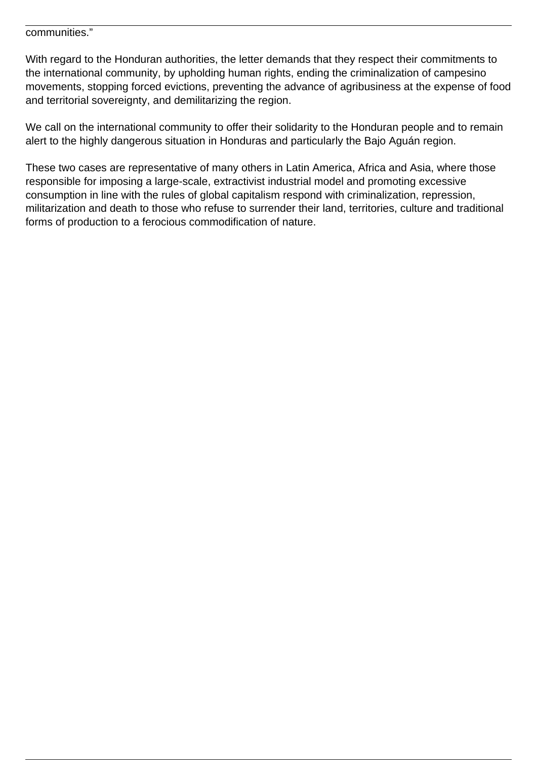communities."

With regard to the Honduran authorities, the letter demands that they respect their commitments to the international community, by upholding human rights, ending the criminalization of campesino movements, stopping forced evictions, preventing the advance of agribusiness at the expense of food and territorial sovereignty, and demilitarizing the region.

We call on the international community to offer their solidarity to the Honduran people and to remain alert to the highly dangerous situation in Honduras and particularly the Bajo Aguán region.

These two cases are representative of many others in Latin America, Africa and Asia, where those responsible for imposing a large-scale, extractivist industrial model and promoting excessive consumption in line with the rules of global capitalism respond with criminalization, repression, militarization and death to those who refuse to surrender their land, territories, culture and traditional forms of production to a ferocious commodification of nature.